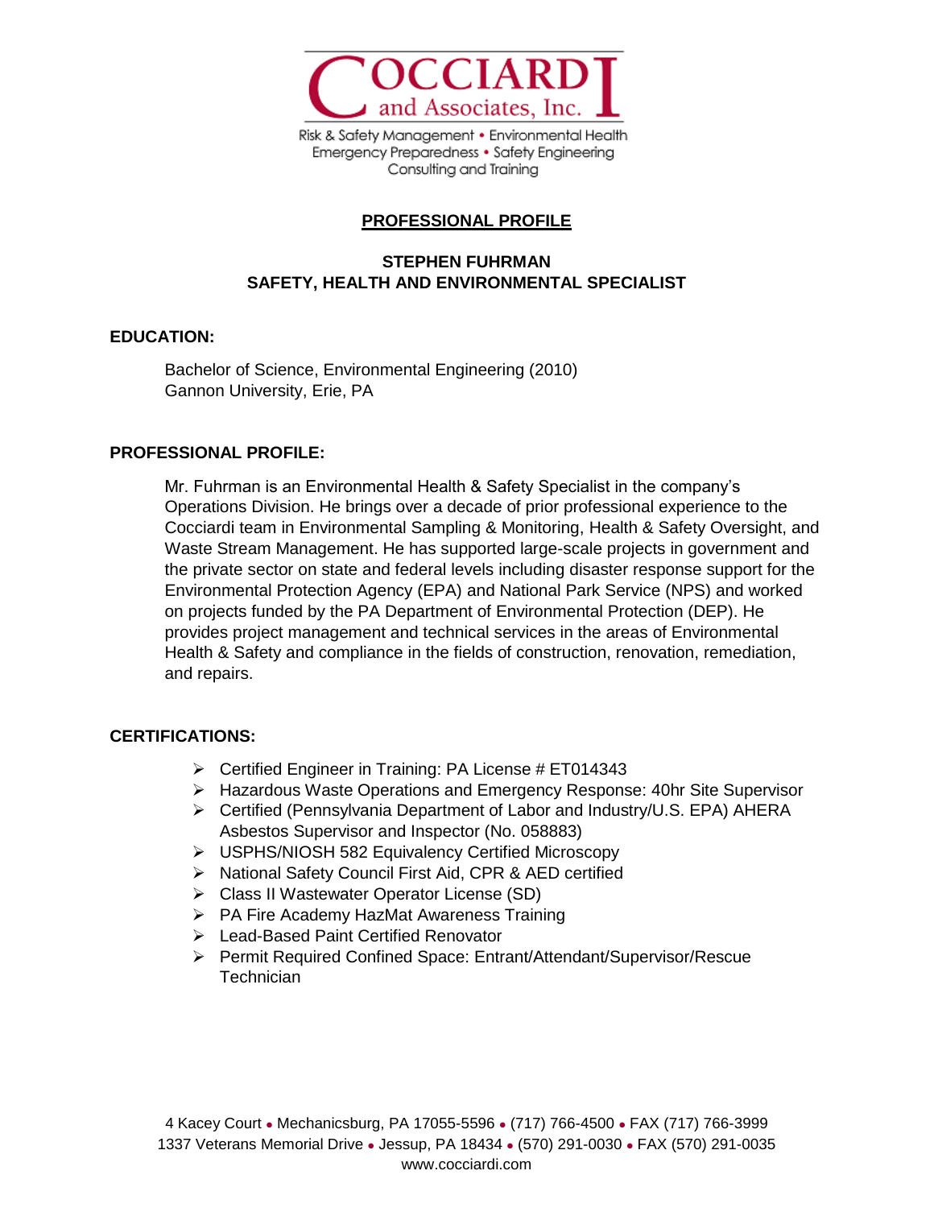# COCCIARDI and Associates, Inc.

Risk & Safety Management • Environmental Health
Emergency Preparedness • Safety Engineering
Consulting and Training

## PROFESSIONAL PROFILE

**STEPHEN FUHRMAN**
**SAFETY, HEALTH AND ENVIRONMENTAL SPECIALIST**

### EDUCATION:

Bachelor of Science, Environmental Engineering (2010)
Gannon University, Erie, PA

### PROFESSIONAL PROFILE:

Mr. Fuhrman is an Environmental Health & Safety Specialist in the company's Operations Division. He brings over a decade of prior professional experience to the Cocciardi team in Environmental Sampling & Monitoring, Health & Safety Oversight, and Waste Stream Management. He has supported large-scale projects in government and the private sector on state and federal levels including disaster response support for the Environmental Protection Agency (EPA) and National Park Service (NPS) and worked on projects funded by the PA Department of Environmental Protection (DEP). He provides project management and technical services in the areas of Environmental Health & Safety and compliance in the fields of construction, renovation, remediation, and repairs.

### CERTIFICATIONS:

- Certified Engineer in Training: PA License # ET014343
- Hazardous Waste Operations and Emergency Response: 40hr Site Supervisor
- Certified (Pennsylvania Department of Labor and Industry/U.S. EPA) AHERA Asbestos Supervisor and Inspector (No. 058883)
- USPHS/NIOSH 582 Equivalency Certified Microscopy
- National Safety Council First Aid, CPR & AED certified
- Class II Wastewater Operator License (SD)
- PA Fire Academy HazMat Awareness Training
- Lead-Based Paint Certified Renovator
- Permit Required Confined Space: Entrant/Attendant/Supervisor/Rescue Technician

4 Kacey Court • Mechanicsburg, PA 17055-5596 • (717) 766-4500 • FAX (717) 766-3999
1337 Veterans Memorial Drive • Jessup, PA 18434 • (570) 291-0030 • FAX (570) 291-0035
www.cocciardi.com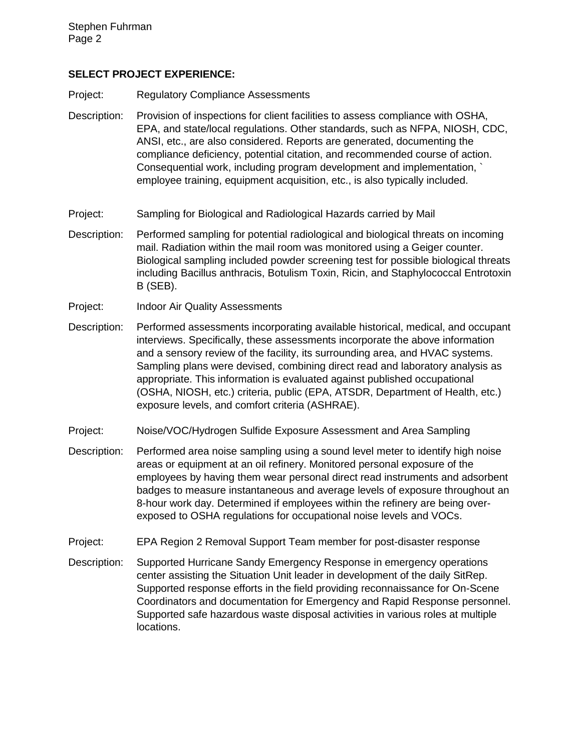**SELECT PROJECT EXPERIENCE:**

Project: Regulatory Compliance Assessments

Description: Provision of inspections for client facilities to assess compliance with OSHA, EPA, and state/local regulations. Other standards, such as NFPA, NIOSH, CDC, ANSI, etc., are also considered. Reports are generated, documenting the compliance deficiency, potential citation, and recommended course of action. Consequential work, including program development and implementation, ` employee training, equipment acquisition, etc., is also typically included.

Project: Sampling for Biological and Radiological Hazards carried by Mail

Description: Performed sampling for potential radiological and biological threats on incoming mail. Radiation within the mail room was monitored using a Geiger counter. Biological sampling included powder screening test for possible biological threats including Bacillus anthracis, Botulism Toxin, Ricin, and Staphylococcal Entrotoxin B (SEB).

Project: Indoor Air Quality Assessments

Description: Performed assessments incorporating available historical, medical, and occupant interviews. Specifically, these assessments incorporate the above information and a sensory review of the facility, its surrounding area, and HVAC systems. Sampling plans were devised, combining direct read and laboratory analysis as appropriate. This information is evaluated against published occupational (OSHA, NIOSH, etc.) criteria, public (EPA, ATSDR, Department of Health, etc.) exposure levels, and comfort criteria (ASHRAE).

Project: Noise/VOC/Hydrogen Sulfide Exposure Assessment and Area Sampling

Description: Performed area noise sampling using a sound level meter to identify high noise areas or equipment at an oil refinery. Monitored personal exposure of the employees by having them wear personal direct read instruments and adsorbent badges to measure instantaneous and average levels of exposure throughout an 8-hour work day. Determined if employees within the refinery are being over-exposed to OSHA regulations for occupational noise levels and VOCs.

Project: EPA Region 2 Removal Support Team member for post-disaster response

Description: Supported Hurricane Sandy Emergency Response in emergency operations center assisting the Situation Unit leader in development of the daily SitRep. Supported response efforts in the field providing reconnaissance for On-Scene Coordinators and documentation for Emergency and Rapid Response personnel. Supported safe hazardous waste disposal activities in various roles at multiple locations.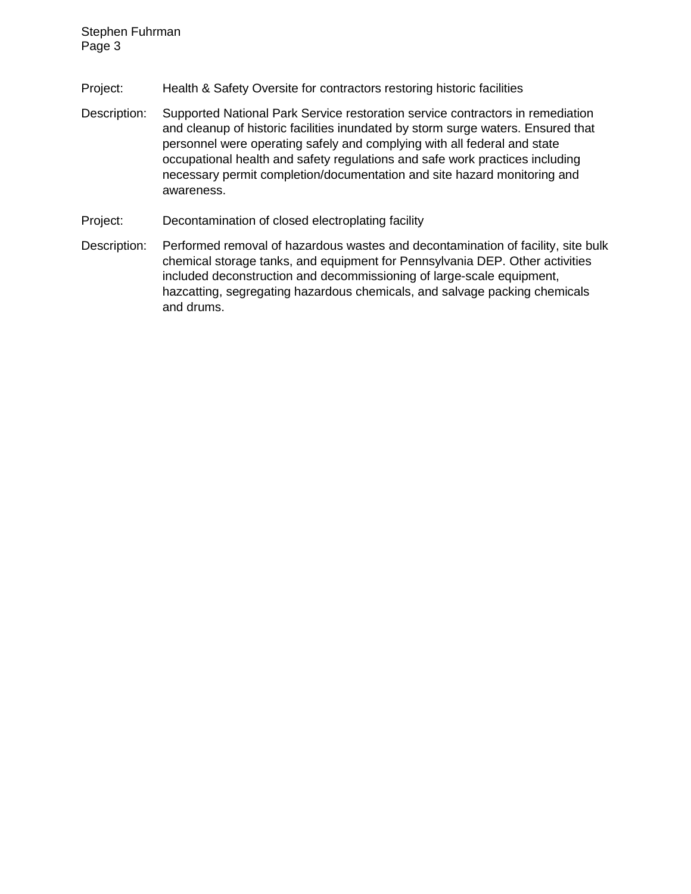Project: Health & Safety Oversite for contractors restoring historic facilities

Description: Supported National Park Service restoration service contractors in remediation and cleanup of historic facilities inundated by storm surge waters. Ensured that personnel were operating safely and complying with all federal and state occupational health and safety regulations and safe work practices including necessary permit completion/documentation and site hazard monitoring and awareness.

Project: Decontamination of closed electroplating facility

Description: Performed removal of hazardous wastes and decontamination of facility, site bulk chemical storage tanks, and equipment for Pennsylvania DEP. Other activities included deconstruction and decommissioning of large-scale equipment, hazcatting, segregating hazardous chemicals, and salvage packing chemicals and drums.